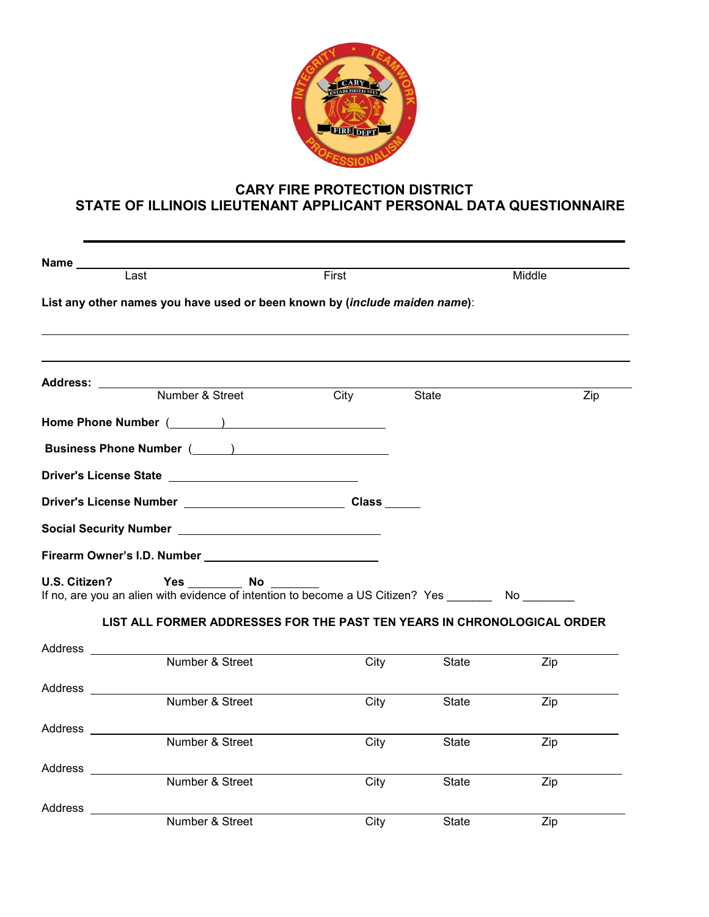# CARY FIRE PROTECTION DISTRICT
# STATE OF ILLINOIS LIEUTENANT APPLICANT PERSONAL DATA QUESTIONNAIRE

---

**Name** ______________________________________________________________________
Last First Middle

**List any other names you have used or been known by (*include maiden name*):**

______________________________________________________________________

______________________________________________________________________

**Address:** ______________________________________________________________________
Number & Street City State Zip

**Home Phone Number** (________) ______________________

**Business Phone Number** (______) ______________________

**Driver's License State** ______________________________

**Driver's License Number** __________________________ **Class** ______

**Social Security Number** ________________________________

**Firearm Owner's I.D. Number** ___________________________

**U.S. Citizen? Yes** _________ **No** ________
If no, are you an alien with evidence of intention to become a US Citizen? Yes _______ No ________

**LIST ALL FORMER ADDRESSES FOR THE PAST TEN YEARS IN CHRONOLOGICAL ORDER**

Address ______________________________________________________________________
Number & Street City State Zip

Address ______________________________________________________________________
Number & Street City State Zip

Address ______________________________________________________________________
Number & Street City State Zip

Address ______________________________________________________________________
Number & Street City State Zip

Address ______________________________________________________________________
Number & Street City State Zip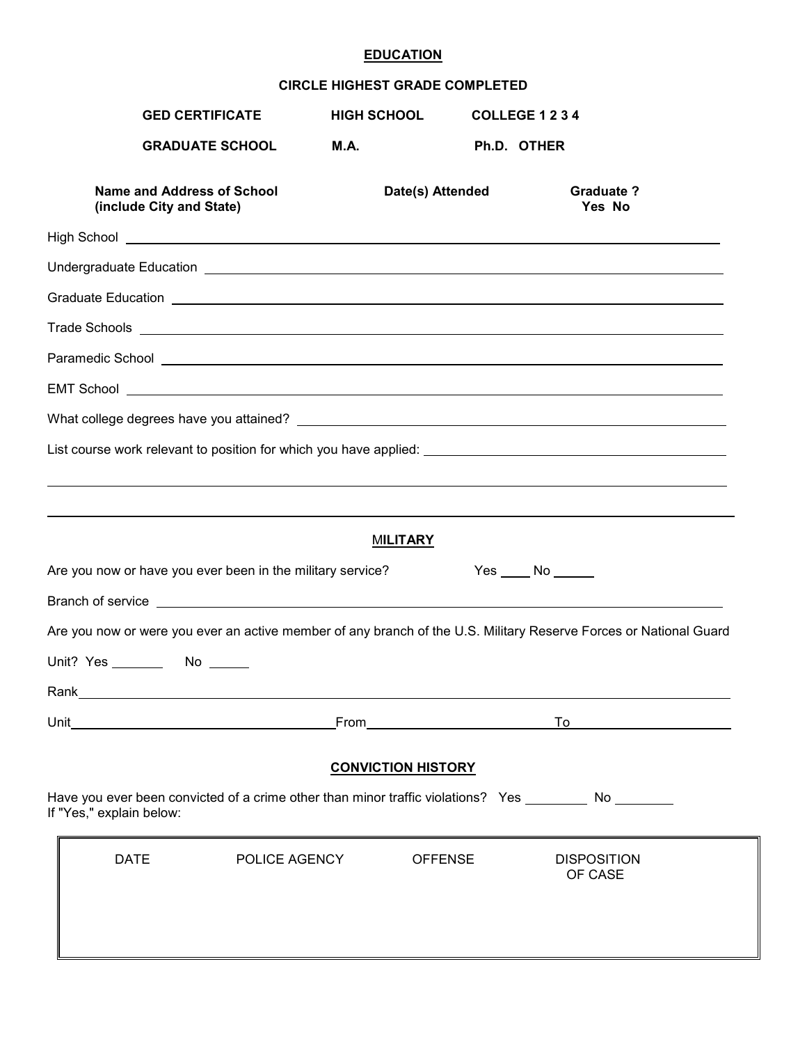## EDUCATION

**CIRCLE HIGHEST GRADE COMPLETED**

**GED CERTIFICATE** **HIGH SCHOOL** **COLLEGE 1 2 3 4**

**GRADUATE SCHOOL** **M.A.** **Ph.D. OTHER**

| **Name and Address of School (include City and State)** | **Date(s) Attended** | **Graduate ? Yes No** |
|---|---|---|

High School ______________________________________________________________

Undergraduate Education ______________________________________________________________

Graduate Education ______________________________________________________________

Trade Schools ______________________________________________________________

Paramedic School ______________________________________________________________

EMT School ______________________________________________________________

What college degrees have you attained? ______________________________________________________________

List course work relevant to position for which you have applied: ______________________________________________________________

______________________________________________________________

______________________________________________________________

## MILITARY

Are you now or have you ever been in the military service? Yes ____ No _____

Branch of service ______________________________________________________________

Are you now or were you ever an active member of any branch of the U.S. Military Reserve Forces or National Guard Unit? Yes _______ No _____

Rank ______________________________________________________________

Unit ______________________ From ______________________ To ______________________

## CONVICTION HISTORY

Have you ever been convicted of a crime other than minor traffic violations? Yes ________ No ________
If "Yes," explain below:

| DATE | POLICE AGENCY | OFFENSE | DISPOSITION OF CASE |
|---|---|---|---|
| | | | |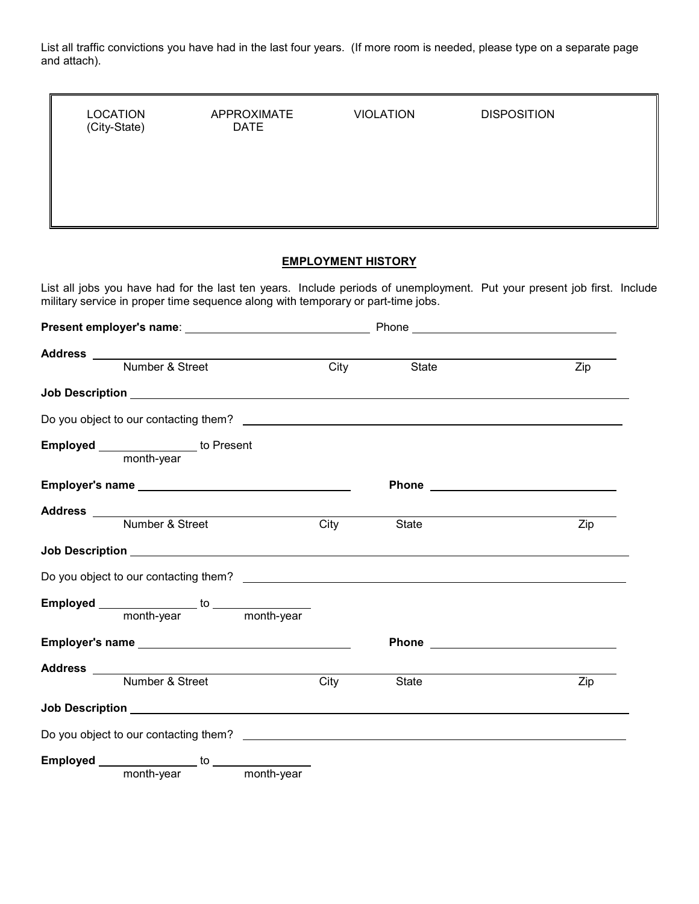List all traffic convictions you have had in the last four years. (If more room is needed, please type on a separate page and attach).

| LOCATION (City-State) | APPROXIMATE DATE | VIOLATION | DISPOSITION |
|---|---|---|---|
| | | | |

## EMPLOYMENT HISTORY

List all jobs you have had for the last ten years. Include periods of unemployment. Put your present job first. Include military service in proper time sequence along with temporary or part-time jobs.

**Present employer's name**: ______________________________ Phone ______________________________

**Address** ____________________________________________________________________________
Number & Street City State Zip

**Job Description** ____________________________________________________________________

Do you object to our contacting them? ___________________________________________________

**Employed** ________________ to Present
month-year

**Employer's name** ________________________________ **Phone** ______________________________

**Address** ____________________________________________________________________________
Number & Street City State Zip

**Job Description** ____________________________________________________________________

Do you object to our contacting them? ___________________________________________________

**Employed** ________________ to ________________
month-year month-year

**Employer's name** ________________________________ **Phone** ______________________________

**Address** ____________________________________________________________________________
Number & Street City State Zip

**Job Description** ____________________________________________________________________

Do you object to our contacting them? ___________________________________________________

**Employed** ________________ to ________________
month-year month-year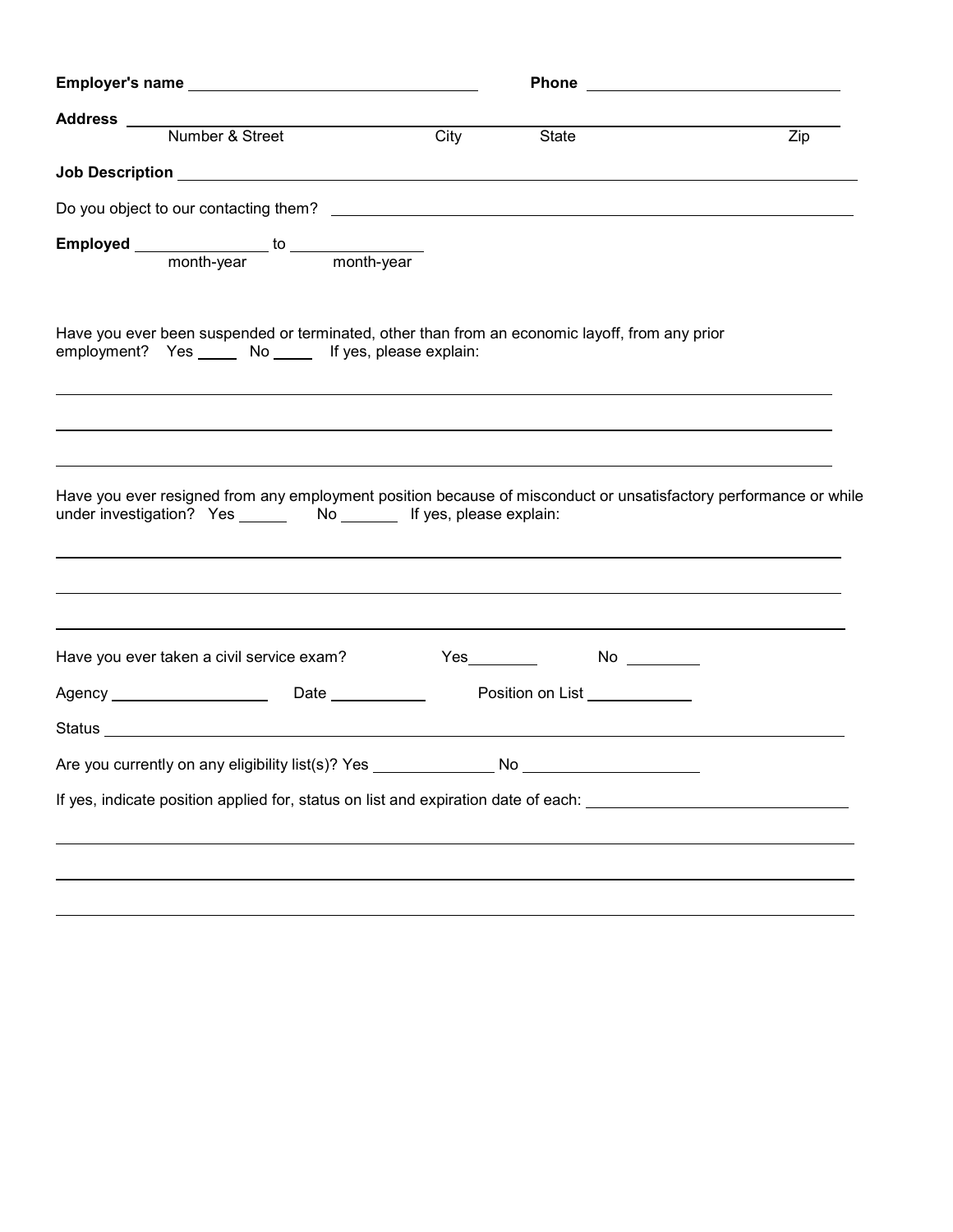**Employer's name** ______________________________ **Phone** ______________________________

**Address** ____________________________________________________________________________
Number & Street City State Zip

**Job Description** ____________________________________________________________________

Do you object to our contacting them? ___________________________________________________

**Employed** _______________ to _______________
month-year month-year

Have you ever been suspended or terminated, other than from an economic layoff, from any prior employment? Yes _____ No _____ If yes, please explain:

______________________________________________________________________________________

______________________________________________________________________________________

______________________________________________________________________________________

Have you ever resigned from any employment position because of misconduct or unsatisfactory performance or while under investigation? Yes ______ No _______ If yes, please explain:

______________________________________________________________________________________

______________________________________________________________________________________

______________________________________________________________________________________

Have you ever taken a civil service exam? Yes________ No ________

Agency ___________________ Date ___________ Position on List ____________

Status ________________________________________________________________________________

Are you currently on any eligibility list(s)? Yes ______________ No ____________________

If yes, indicate position applied for, status on list and expiration date of each: ______________________________

______________________________________________________________________________________

______________________________________________________________________________________

______________________________________________________________________________________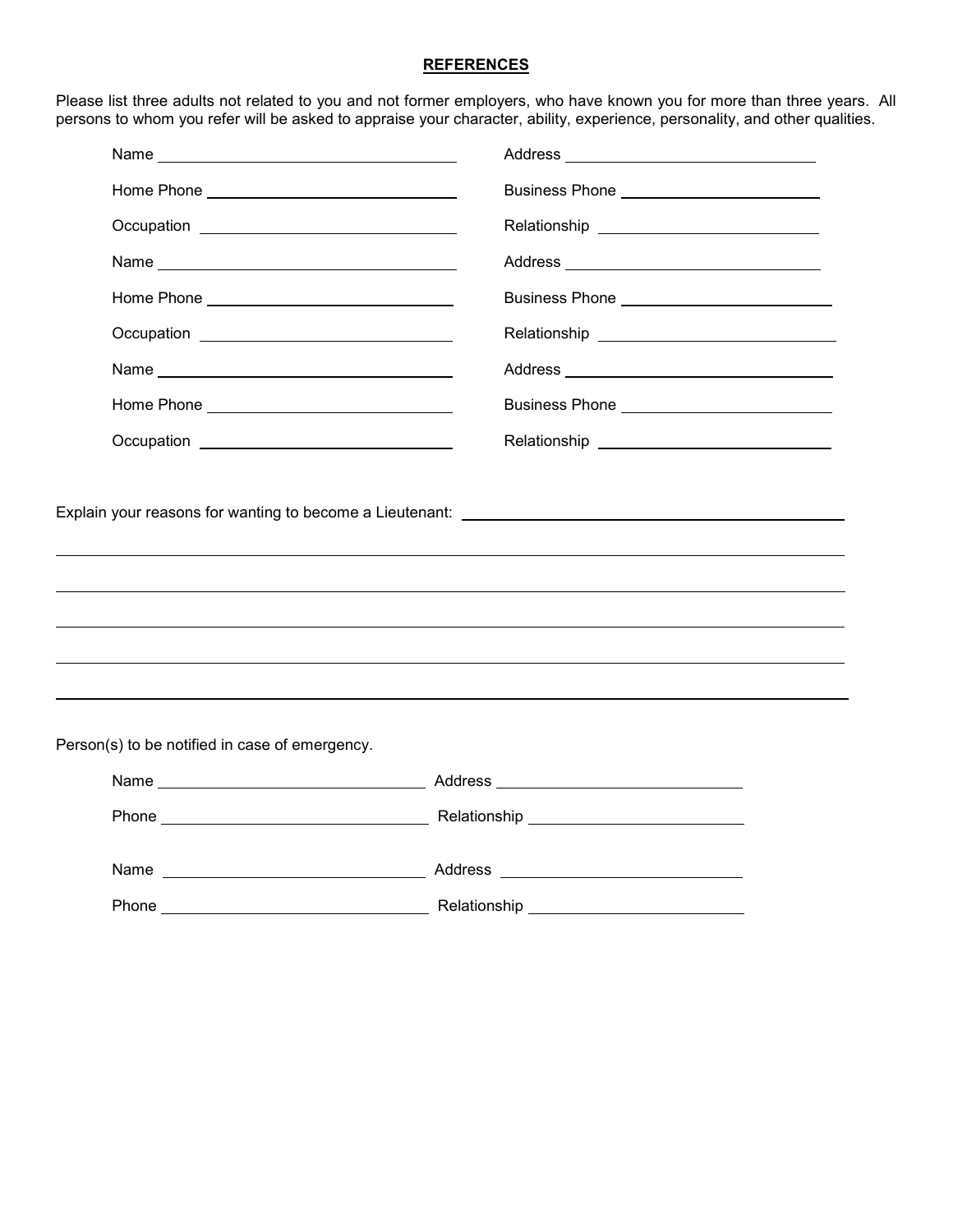## REFERENCES

Please list three adults not related to you and not former employers, who have known you for more than three years. All persons to whom you refer will be asked to appraise your character, ability, experience, personality, and other qualities.

Name ______________________ Address ______________________

Home Phone ______________________ Business Phone ______________________

Occupation ______________________ Relationship ______________________

Name ______________________ Address ______________________

Home Phone ______________________ Business Phone ______________________

Occupation ______________________ Relationship ______________________

Name ______________________ Address ______________________

Home Phone ______________________ Business Phone ______________________

Occupation ______________________ Relationship ______________________

Explain your reasons for wanting to become a Lieutenant: ______________________

______________________

______________________

______________________

______________________

______________________

Person(s) to be notified in case of emergency.

Name ______________________ Address ______________________

Phone ______________________ Relationship ______________________

Name ______________________ Address ______________________

Phone ______________________ Relationship ______________________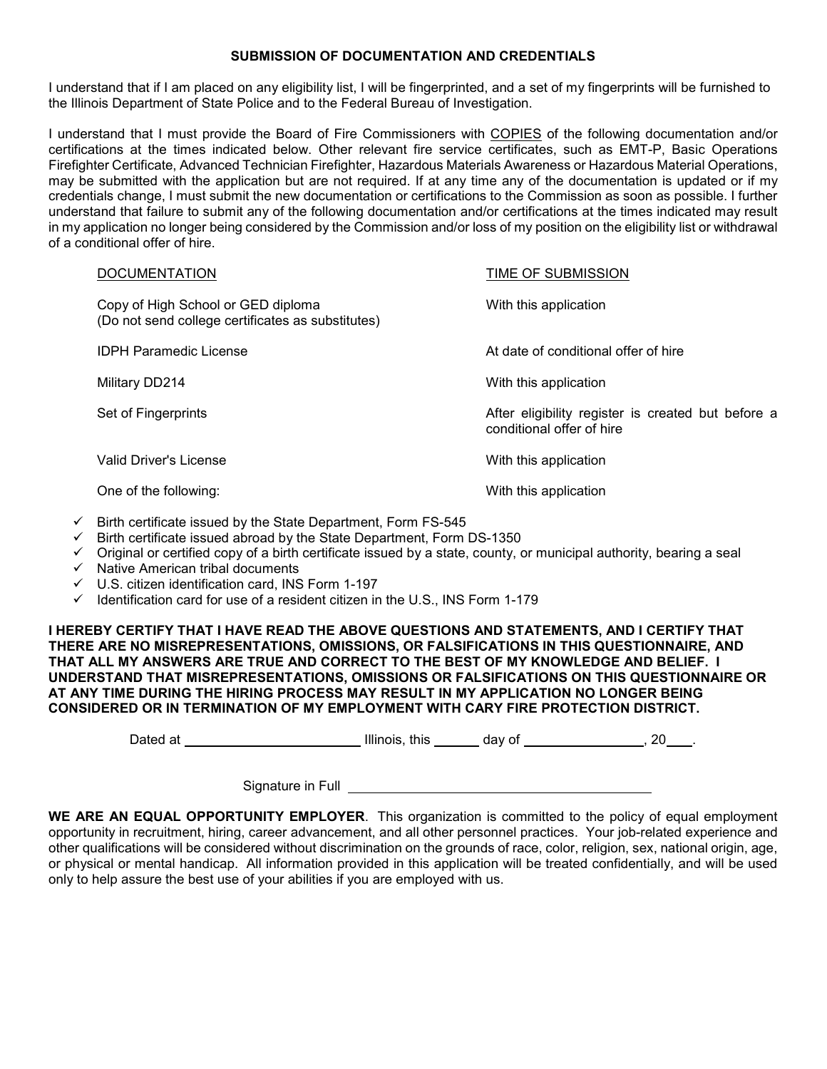## SUBMISSION OF DOCUMENTATION AND CREDENTIALS

I understand that if I am placed on any eligibility list, I will be fingerprinted, and a set of my fingerprints will be furnished to the Illinois Department of State Police and to the Federal Bureau of Investigation.

I understand that I must provide the Board of Fire Commissioners with COPIES of the following documentation and/or certifications at the times indicated below. Other relevant fire service certificates, such as EMT-P, Basic Operations Firefighter Certificate, Advanced Technician Firefighter, Hazardous Materials Awareness or Hazardous Material Operations, may be submitted with the application but are not required. If at any time any of the documentation is updated or if my credentials change, I must submit the new documentation or certifications to the Commission as soon as possible. I further understand that failure to submit any of the following documentation and/or certifications at the times indicated may result in my application no longer being considered by the Commission and/or loss of my position on the eligibility list or withdrawal of a conditional offer of hire.

| DOCUMENTATION | TIME OF SUBMISSION |
|---|---|
| Copy of High School or GED diploma (Do not send college certificates as substitutes) | With this application |
| IDPH Paramedic License | At date of conditional offer of hire |
| Military DD214 | With this application |
| Set of Fingerprints | After eligibility register is created but before a conditional offer of hire |
| Valid Driver's License | With this application |
| One of the following: | With this application |

- ✓ Birth certificate issued by the State Department, Form FS-545
- ✓ Birth certificate issued abroad by the State Department, Form DS-1350
- ✓ Original or certified copy of a birth certificate issued by a state, county, or municipal authority, bearing a seal
- ✓ Native American tribal documents
- ✓ U.S. citizen identification card, INS Form 1-197
- ✓ Identification card for use of a resident citizen in the U.S., INS Form 1-179

**I HEREBY CERTIFY THAT I HAVE READ THE ABOVE QUESTIONS AND STATEMENTS, AND I CERTIFY THAT THERE ARE NO MISREPRESENTATIONS, OMISSIONS, OR FALSIFICATIONS IN THIS QUESTIONNAIRE, AND THAT ALL MY ANSWERS ARE TRUE AND CORRECT TO THE BEST OF MY KNOWLEDGE AND BELIEF. I UNDERSTAND THAT MISREPRESENTATIONS, OMISSIONS OR FALSIFICATIONS ON THIS QUESTIONNAIRE OR AT ANY TIME DURING THE HIRING PROCESS MAY RESULT IN MY APPLICATION NO LONGER BEING CONSIDERED OR IN TERMINATION OF MY EMPLOYMENT WITH CARY FIRE PROTECTION DISTRICT.**

Dated at ______________________ Illinois, this ______ day of ________________, 20____.

Signature in Full ________________________________________

**WE ARE AN EQUAL OPPORTUNITY EMPLOYER**. This organization is committed to the policy of equal employment opportunity in recruitment, hiring, career advancement, and all other personnel practices. Your job-related experience and other qualifications will be considered without discrimination on the grounds of race, color, religion, sex, national origin, age, or physical or mental handicap. All information provided in this application will be treated confidentially, and will be used only to help assure the best use of your abilities if you are employed with us.